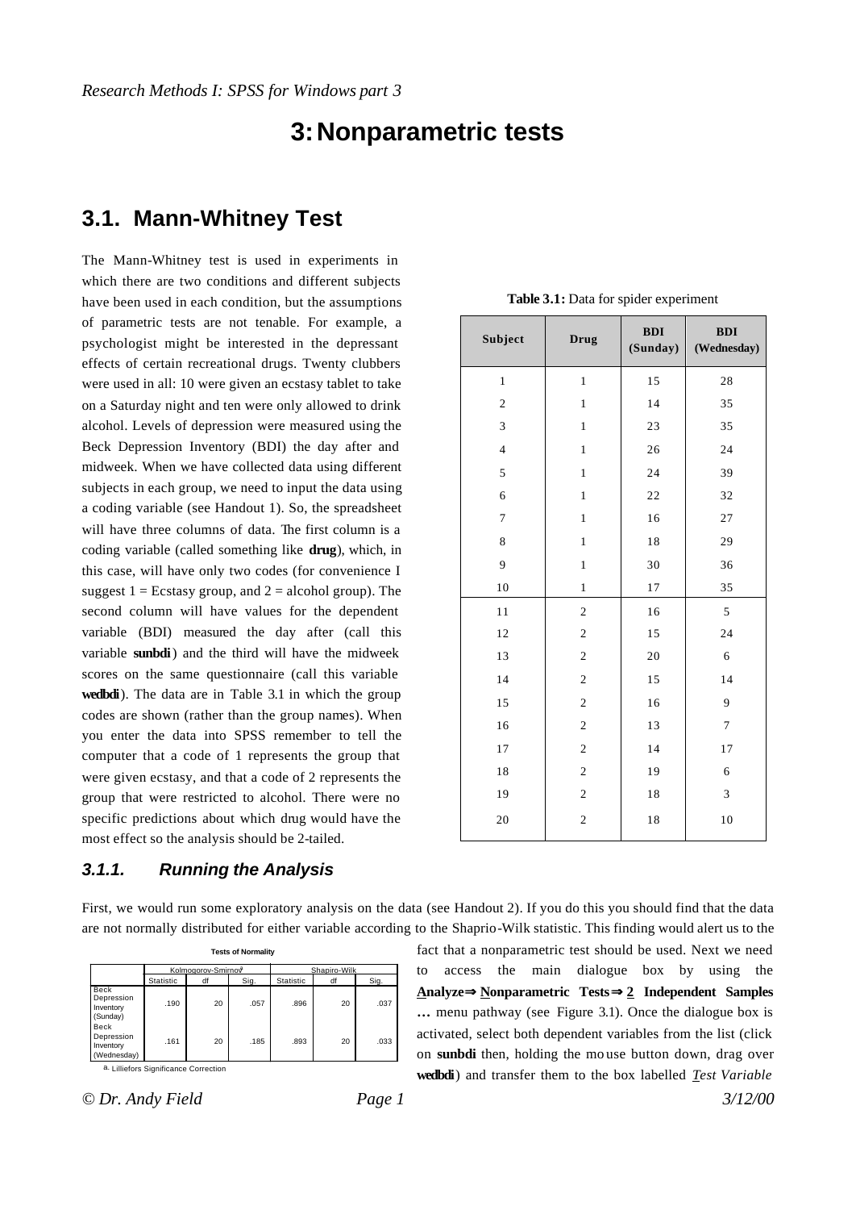# 3: Nonparametric tests

## 3.1. Mann-Whitney Test

The Mann-Whitney test is used in experiments in which there are two conditions and different subjects have been used in each condition, but the assumptions of parametric tests are not tenable. For example, a psychologist might be interested in the depressant effects of certain recreational drugs. Twenty clubbers were used in all: 10 were given an ecstasy tablet to take on a Saturday night and ten were only allowed to drink alcohol. Levels of depression were measured using the Beck Depression Inventory (BDI) the day after and midweek. When we have collected data using different subjects in each group, we need to input the data using a coding variable (see Handout 1). So, the spreadsheet will have three columns of data. The first column is a coding variable (called something like **drug**), which, in this case, will have only two codes (for convenience I suggest 1 = Ecstasy group, and 2 = alcohol group). The second column will have values for the dependent variable (BDI) measured the day after (call this variable **sunbdi**) and the third will have the midweek scores on the same questionnaire (call this variable **wedbdi**). The data are in Table 3.1 in which the group codes are shown (rather than the group names). When you enter the data into SPSS remember to tell the computer that a code of 1 represents the group that were given ecstasy, and that a code of 2 represents the group that were restricted to alcohol. There were no specific predictions about which drug would have the most effect so the analysis should be 2-tailed.

**Table 3.1:** Data for spider experiment

| Subject | Drug | BDI (Sunday) | BDI (Wednesday) |
|---|---|---|---|
| 1 | 1 | 15 | 28 |
| 2 | 1 | 14 | 35 |
| 3 | 1 | 23 | 35 |
| 4 | 1 | 26 | 24 |
| 5 | 1 | 24 | 39 |
| 6 | 1 | 22 | 32 |
| 7 | 1 | 16 | 27 |
| 8 | 1 | 18 | 29 |
| 9 | 1 | 30 | 36 |
| 10 | 1 | 17 | 35 |
| 11 | 2 | 16 | 5 |
| 12 | 2 | 15 | 24 |
| 13 | 2 | 20 | 6 |
| 14 | 2 | 15 | 14 |
| 15 | 2 | 16 | 9 |
| 16 | 2 | 13 | 7 |
| 17 | 2 | 14 | 17 |
| 18 | 2 | 19 | 6 |
| 19 | 2 | 18 | 3 |
| 20 | 2 | 18 | 10 |

### 3.1.1. Running the Analysis

First, we would run some exploratory analysis on the data (see Handout 2). If you do this you should find that the data are not normally distributed for either variable according to the Shaprio-Wilk statistic. This finding would alert us to the fact that a nonparametric test should be used. Next we need to access the main dialogue box by using the **Analyze⇒Nonparametric Tests⇒2 Independent Samples …** menu pathway (see Figure 3.1). Once the dialogue box is activated, select both dependent variables from the list (click on **sunbdi** then, holding the mouse button down, drag over **wedbdi**) and transfer them to the box labelled *Test Variable*

**Tests of Normality**

| | Kolmogorov-Smirnov[a] | | | Shapiro-Wilk | | |
|---|---|---|---|---|---|---|
| | Statistic | df | Sig. | Statistic | df | Sig. |
| Beck Depression Inventory (Sunday) | .190 | 20 | .057 | .896 | 20 | .037 |
| Beck Depression Inventory (Wednesday) | .161 | 20 | .185 | .893 | 20 | .033 |

a. Lilliefors Significance Correction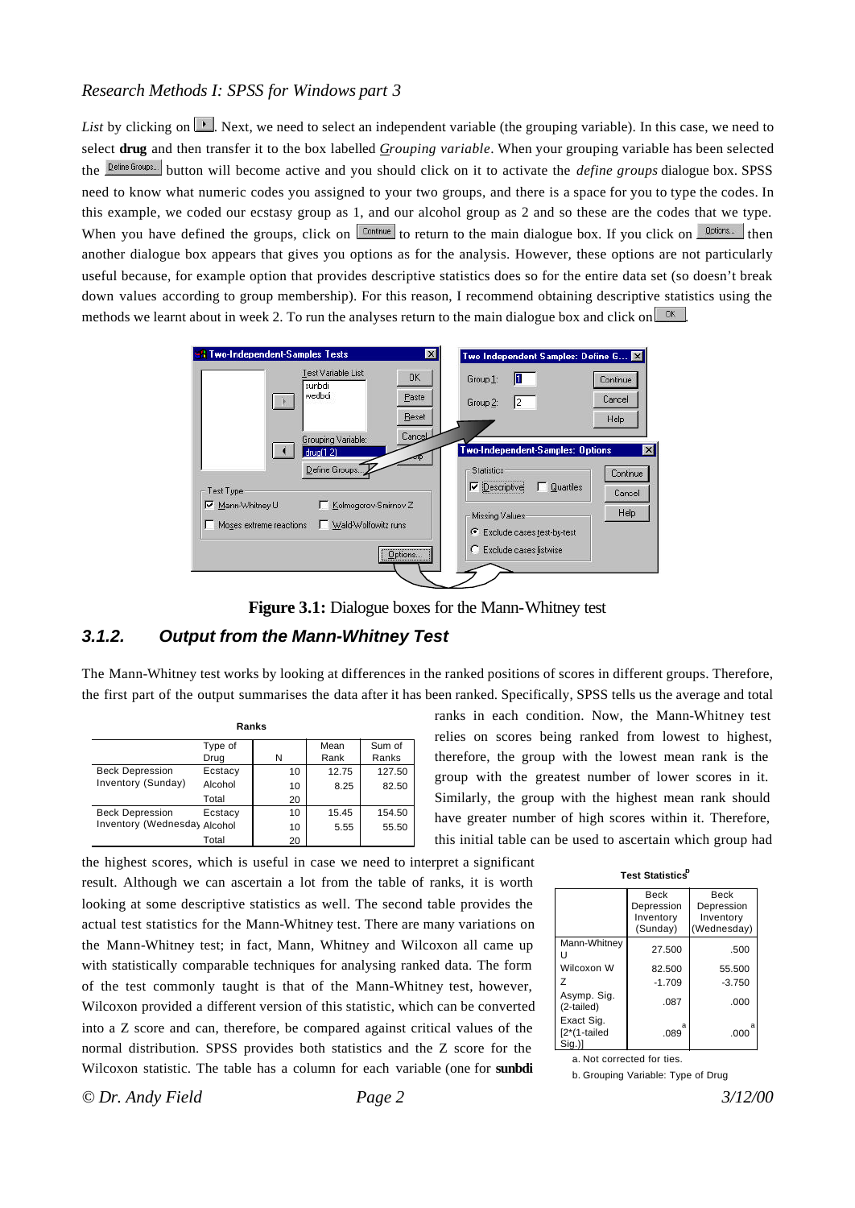*List* by clicking on ▸. Next, we need to select an independent variable (the grouping variable). In this case, we need to select **drug** and then transfer it to the box labelled *Grouping variable*. When your grouping variable has been selected the Define Groups... button will become active and you should click on it to activate the *define groups* dialogue box. SPSS need to know what numeric codes you assigned to your two groups, and there is a space for you to type the codes. In this example, we coded our ecstasy group as 1, and our alcohol group as 2 and so these are the codes that we type. When you have defined the groups, click on Continue to return to the main dialogue box. If you click on Options... then another dialogue box appears that gives you options as for the analysis. However, these options are not particularly useful because, for example option that provides descriptive statistics does so for the entire data set (so doesn't break down values according to group membership). For this reason, I recommend obtaining descriptive statistics using the methods we learnt about in week 2. To run the analyses return to the main dialogue box and click on OK.

**Figure 3.1:** Dialogue boxes for the Mann-Whitney test

### 3.1.2. Output from the Mann-Whitney Test

The Mann-Whitney test works by looking at differences in the ranked positions of scores in different groups. Therefore, the first part of the output summarises the data after it has been ranked. Specifically, SPSS tells us the average and total ranks in each condition. Now, the Mann-Whitney test relies on scores being ranked from lowest to highest, therefore, the group with the lowest mean rank is the group with the greatest number of lower scores in it. Similarly, the group with the highest mean rank should have greater number of high scores within it. Therefore, this initial table can be used to ascertain which group had the highest scores, which is useful in case we need to interpret a significant result. Although we can ascertain a lot from the table of ranks, it is worth looking at some descriptive statistics as well. The second table provides the actual test statistics for the Mann-Whitney test. There are many variations on the Mann-Whitney test; in fact, Mann, Whitney and Wilcoxon all came up with statistically comparable techniques for analysing ranked data. The form of the test commonly taught is that of the Mann-Whitney test, however, Wilcoxon provided a different version of this statistic, which can be converted into a Z score and can, therefore, be compared against critical values of the normal distribution. SPSS provides both statistics and the Z score for the Wilcoxon statistic. The table has a column for each variable (one for **sunbdi**

**Ranks**

| | Type of Drug | N | Mean Rank | Sum of Ranks |
|---|---|---|---|---|
| Beck Depression Inventory (Sunday) | Ecstacy | 10 | 12.75 | 127.50 |
| | Alcohol | 10 | 8.25 | 82.50 |
| | Total | 20 | | |
| Beck Depression Inventory (Wednesday) | Ecstacy | 10 | 15.45 | 154.50 |
| | Alcohol | 10 | 5.55 | 55.50 |
| | Total | 20 | | |

**Test Statistics[b]**

| | Beck Depression Inventory (Sunday) | Beck Depression Inventory (Wednesday) |
|---|---|---|
| Mann-Whitney U | 27.500 | .500 |
| Wilcoxon W | 82.500 | 55.500 |
| Z | -1.709 | -3.750 |
| Asymp. Sig. (2-tailed) | .087 | .000 |
| Exact Sig. [2*(1-tailed Sig.)] | .089[a] | .000[a] |

a. Not corrected for ties.

b. Grouping Variable: Type of Drug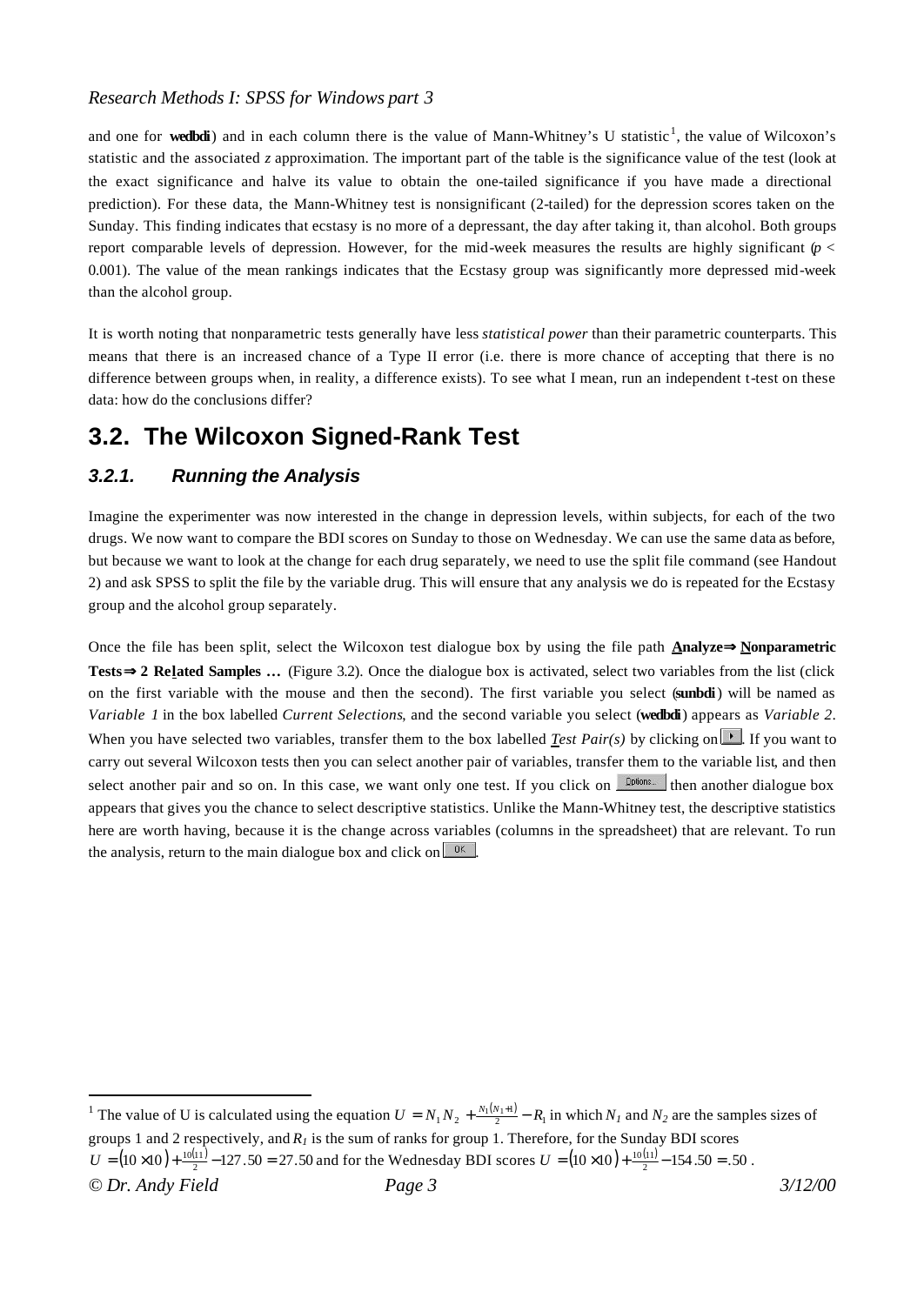and one for **wedbdi**) and in each column there is the value of Mann-Whitney's U statistic[1], the value of Wilcoxon's statistic and the associated *z* approximation. The important part of the table is the significance value of the test (look at the exact significance and halve its value to obtain the one-tailed significance if you have made a directional prediction). For these data, the Mann-Whitney test is nonsignificant (2-tailed) for the depression scores taken on the Sunday. This finding indicates that ecstasy is no more of a depressant, the day after taking it, than alcohol. Both groups report comparable levels of depression. However, for the mid-week measures the results are highly significant ($p < 0.001$). The value of the mean rankings indicates that the Ecstasy group was significantly more depressed mid-week than the alcohol group.

It is worth noting that nonparametric tests generally have less *statistical power* than their parametric counterparts. This means that there is an increased chance of a Type II error (i.e. there is more chance of accepting that there is no difference between groups when, in reality, a difference exists). To see what I mean, run an independent t-test on these data: how do the conclusions differ?

## 3.2. The Wilcoxon Signed-Rank Test

### *3.2.1. Running the Analysis*

Imagine the experimenter was now interested in the change in depression levels, within subjects, for each of the two drugs. We now want to compare the BDI scores on Sunday to those on Wednesday. We can use the same data as before, but because we want to look at the change for each drug separately, we need to use the split file command (see Handout 2) and ask SPSS to split the file by the variable drug. This will ensure that any analysis we do is repeated for the Ecstasy group and the alcohol group separately.

Once the file has been split, select the Wilcoxon test dialogue box by using the file path **Analyze⇒ Nonparametric Tests⇒ 2 Related Samples …** (Figure 3.2). Once the dialogue box is activated, select two variables from the list (click on the first variable with the mouse and then the second). The first variable you select (**sunbdi**) will be named as *Variable 1* in the box labelled *Current Selections*, and the second variable you select (**wedbdi**) appears as *Variable 2*. When you have selected two variables, transfer them to the box labelled *Test Pair(s)* by clicking on ▸. If you want to carry out several Wilcoxon tests then you can select another pair of variables, transfer them to the variable list, and then select another pair and so on. In this case, we want only one test. If you click on Options... then another dialogue box appears that gives you the chance to select descriptive statistics. Unlike the Mann-Whitney test, the descriptive statistics here are worth having, because it is the change across variables (columns in the spreadsheet) that are relevant. To run the analysis, return to the main dialogue box and click on OK.

---

[1] The value of U is calculated using the equation $U = N_1 N_2 + \frac{N_1(N_1+1)}{2} - R_1$ in which $N_1$ and $N_2$ are the samples sizes of groups 1 and 2 respectively, and $R_1$ is the sum of ranks for group 1. Therefore, for the Sunday BDI scores $U = (10 \times 10) + \frac{10(11)}{2} - 127.50 = 27.50$ and for the Wednesday BDI scores $U = (10 \times 10) + \frac{10(11)}{2} - 154.50 = .50$.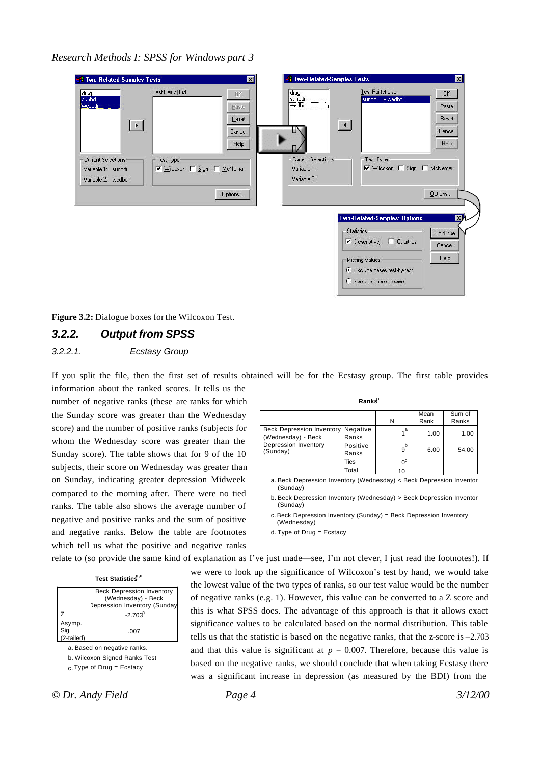**Figure 3.2:** Dialogue boxes for the Wilcoxon Test.

### 3.2.2. Output from SPSS

#### 3.2.2.1. Ecstasy Group

If you split the file, then the first set of results obtained will be for the Ecstasy group. The first table provides information about the ranked scores. It tells us the number of negative ranks (these are ranks for which the Sunday score was greater than the Wednesday score) and the number of positive ranks (subjects for whom the Wednesday score was greater than the Sunday score). The table shows that for 9 of the 10 subjects, their score on Wednesday was greater than on Sunday, indicating greater depression Midweek compared to the morning after. There were no tied ranks. The table also shows the average number of negative and positive ranks and the sum of positive and negative ranks. Below the table are footnotes which tell us what the positive and negative ranks relate to (so provide the same kind of explanation as I've just made—see, I'm not clever, I just read the footnotes!). If we were to look up the significance of Wilcoxon's test by hand, we would take the lowest value of the two types of ranks, so our test value would be the number of negative ranks (e.g. 1). However, this value can be converted to a Z score and this is what SPSS does. The advantage of this approach is that it allows exact significance values to be calculated based on the normal distribution. This table tells us that the statistic is based on the negative ranks, that the z-score is –2.703 and that this value is significant at $p$ = 0.007. Therefore, because this value is based on the negative ranks, we should conclude that when taking Ecstasy there was a significant increase in depression (as measured by the BDI) from the

**Ranks**[d]

| | | N | Mean Rank | Sum of Ranks |
|---|---|---|---|---|
| Beck Depression Inventory (Wednesday) - Beck Depression Inventory (Sunday) | Negative Ranks | 1[a] | 1.00 | 1.00 |
| | Positive Ranks | 9[b] | 6.00 | 54.00 |
| | Ties | 0[c] | | |
| | Total | 10 | | |

a. Beck Depression Inventory (Wednesday) < Beck Depression Inventor (Sunday)

b. Beck Depression Inventory (Wednesday) > Beck Depression Inventor (Sunday)

c. Beck Depression Inventory (Sunday) = Beck Depression Inventory (Wednesday)

d. Type of Drug = Ecstacy

**Test Statistics**[b,c]

| | Beck Depression Inventory (Wednesday) - Beck Depression Inventory (Sunday) |
|---|---|
| Z | -2.703[a] |
| Asymp. Sig. (2-tailed) | .007 |

a. Based on negative ranks.

b. Wilcoxon Signed Ranks Test

c. Type of Drug = Ecstacy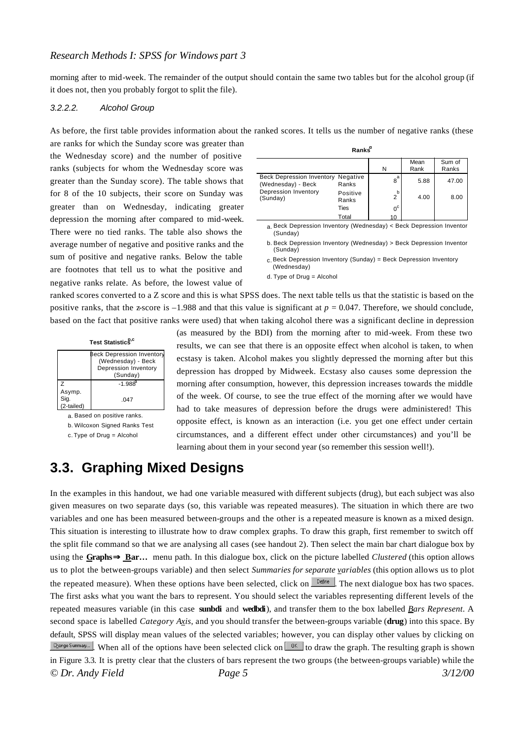morning after to mid-week. The remainder of the output should contain the same two tables but for the alcohol group (if it does not, then you probably forgot to split the file).

#### 3.2.2.2. Alcohol Group

As before, the first table provides information about the ranked scores. It tells us the number of negative ranks (these are ranks for which the Sunday score was greater than the Wednesday score) and the number of positive ranks (subjects for whom the Wednesday score was greater than the Sunday score). The table shows that for 8 of the 10 subjects, their score on Sunday was greater than on Wednesday, indicating greater depression the morning after compared to mid-week. There were no tied ranks. The table also shows the average number of negative and positive ranks and the sum of positive and negative ranks. Below the table are footnotes that tell us to what the positive and negative ranks relate. As before, the lowest value of ranked scores converted to a Z score and this is what SPSS does. The next table tells us that the statistic is based on the positive ranks, that the *z*-score is –1.988 and that this value is significant at $p = 0.047$. Therefore, we should conclude, based on the fact that positive ranks were used) that when taking alcohol there was a significant decline in depression (as measured by the BDI) from the morning after to mid-week. From these two results, we can see that there is an opposite effect when alcohol is taken, to when ecstasy is taken. Alcohol makes you slightly depressed the morning after but this depression has dropped by Midweek. Ecstasy also causes some depression the morning after consumption, however, this depression increases towards the middle of the week. Of course, to see the true effect of the morning after we would have had to take measures of depression before the drugs were administered! This opposite effect, is known as an interaction (i.e. you get one effect under certain circumstances, and a different effect under other circumstances) and you'll be learning about them in your second year (so remember this session well!).

**Ranks**[d]

| | | N | Mean Rank | Sum of Ranks |
|---|---|---|---|---|
| Beck Depression Inventory (Wednesday) - Beck Depression Inventory (Sunday) | Negative Ranks | 8[a] | 5.88 | 47.00 |
| | Positive Ranks | 2[b] | 4.00 | 8.00 |
| | Ties | 0[c] | | |
| | Total | 10 | | |

a. Beck Depression Inventory (Wednesday) < Beck Depression Inventor (Sunday)

b. Beck Depression Inventory (Wednesday) > Beck Depression Inventor (Sunday)

c. Beck Depression Inventory (Sunday) = Beck Depression Inventory (Wednesday)

d. Type of Drug = Alcohol

**Test Statistics**[b,c]

| | Beck Depression Inventory (Wednesday) - Beck Depression Inventory (Sunday) |
|---|---|
| Z | -1.988[a] |
| Asymp. Sig. (2-tailed) | .047 |

a. Based on positive ranks.

b. Wilcoxon Signed Ranks Test

c. Type of Drug = Alcohol

## 3.3. Graphing Mixed Designs

In the examples in this handout, we had one variable measured with different subjects (drug), but each subject was also given measures on two separate days (so, this variable was repeated measures). The situation in which there are two variables and one has been measured between-groups and the other is a repeated measure is known as a mixed design. This situation is interesting to illustrate how to draw complex graphs. To draw this graph, first remember to switch off the split file command so that we are analysing all cases (see handout 2). Then select the main bar chart dialogue box by using the **Graphs⇒ Bar…** menu path. In this dialogue box, click on the picture labelled *Clustered* (this option allows us to plot the between-groups variable) and then select *Summaries for separate variables* (this option allows us to plot the repeated measure). When these options have been selected, click on Define. The next dialogue box has two spaces. The first asks what you want the bars to represent. You should select the variables representing different levels of the repeated measures variable (in this case **sunbdi** and **wedbdi**), and transfer them to the box labelled *Bars Represent*. A second space is labelled *Category Axis*, and you should transfer the between-groups variable (**drug**) into this space. By default, SPSS will display mean values of the selected variables; however, you can display other values by clicking on Change Summary... When all of the options have been selected click on OK to draw the graph. The resulting graph is shown in Figure 3.3. It is pretty clear that the clusters of bars represent the two groups (the between-groups variable) while the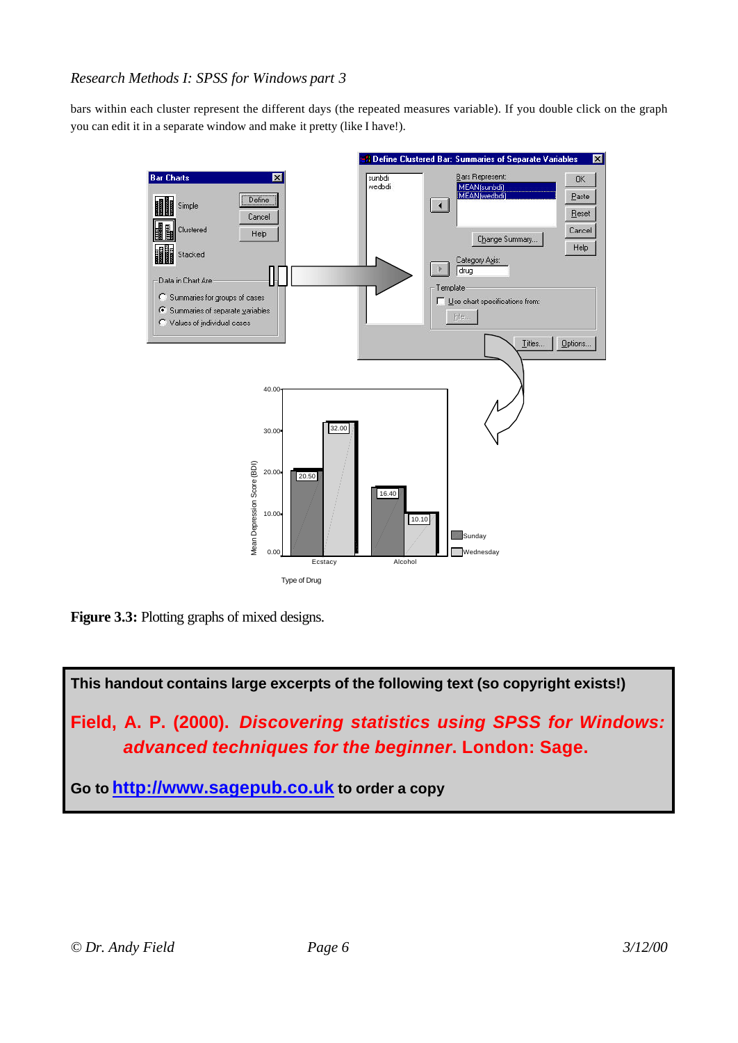bars within each cluster represent the different days (the repeated measures variable). If you double click on the graph you can edit it in a separate window and make it pretty (like I have!).

**Figure 3.3:** Plotting graphs of mixed designs.

**This handout contains large excerpts of the following text (so copyright exists!)**

**Field, A. P. (2000).** ***Discovering statistics using SPSS for Windows: advanced techniques for the beginner*****. London: Sage.**

**Go to [http://www.sagepub.co.uk](http://www.sagepub.co.uk) to order a copy**